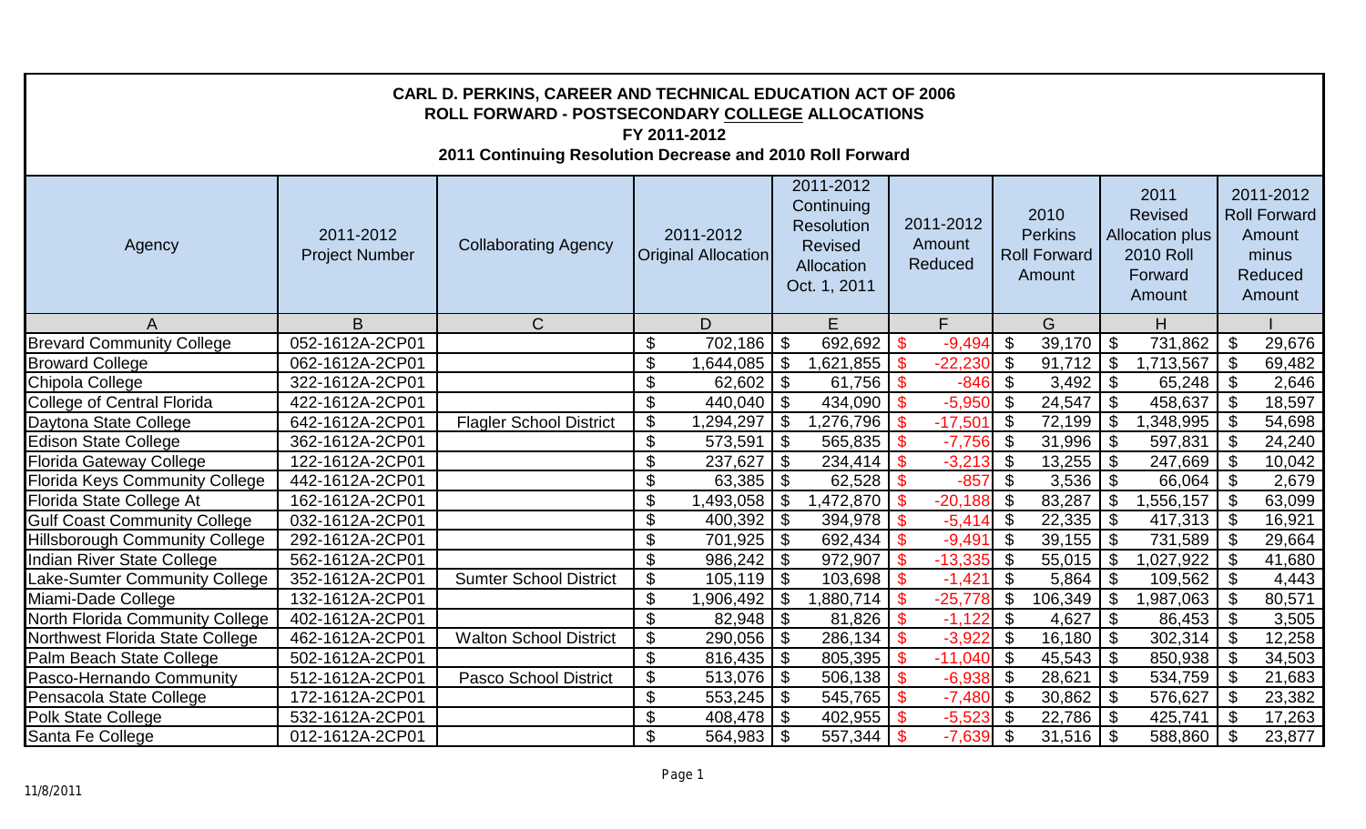**CARL D. PERKINS, CAREER AND TECHNICAL EDUCATION ACT OF 2006**
**ROLL FORWARD - POSTSECONDARY COLLEGE ALLOCATIONS**
**FY 2011-2012**
**2011 Continuing Resolution Decrease and 2010 Roll Forward**

| Agency | 2011-2012 Project Number | Collaborating Agency | 2011-2012 Original Allocation | 2011-2012 Continuing Resolution Revised Allocation Oct. 1, 2011 | 2011-2012 Amount Reduced | 2010 Perkins Roll Forward Amount | 2011 Revised Allocation plus 2010 Roll Forward Amount | 2011-2012 Roll Forward Amount minus Reduced Amount |
|---|---|---|---|---|---|---|---|---|
| A | B | C | D | E | F | G | H | I |
| Brevard Community College | 052-1612A-2CP01 | | $ 702,186 | $ 692,692 | $ -9,494 | $ 39,170 | $ 731,862 | $ 29,676 |
| Broward College | 062-1612A-2CP01 | | $ 1,644,085 | $ 1,621,855 | $ -22,230 | $ 91,712 | $ 1,713,567 | $ 69,482 |
| Chipola College | 322-1612A-2CP01 | | $ 62,602 | $ 61,756 | $ -846 | $ 3,492 | $ 65,248 | $ 2,646 |
| College of Central Florida | 422-1612A-2CP01 | | $ 440,040 | $ 434,090 | $ -5,950 | $ 24,547 | $ 458,637 | $ 18,597 |
| Daytona State College | 642-1612A-2CP01 | Flagler School District | $ 1,294,297 | $ 1,276,796 | $ -17,501 | $ 72,199 | $ 1,348,995 | $ 54,698 |
| Edison State College | 362-1612A-2CP01 | | $ 573,591 | $ 565,835 | $ -7,756 | $ 31,996 | $ 597,831 | $ 24,240 |
| Florida Gateway College | 122-1612A-2CP01 | | $ 237,627 | $ 234,414 | $ -3,213 | $ 13,255 | $ 247,669 | $ 10,042 |
| Florida Keys Community College | 442-1612A-2CP01 | | $ 63,385 | $ 62,528 | $ -857 | $ 3,536 | $ 66,064 | $ 2,679 |
| Florida State College At | 162-1612A-2CP01 | | $ 1,493,058 | $ 1,472,870 | $ -20,188 | $ 83,287 | $ 1,556,157 | $ 63,099 |
| Gulf Coast Community College | 032-1612A-2CP01 | | $ 400,392 | $ 394,978 | $ -5,414 | $ 22,335 | $ 417,313 | $ 16,921 |
| Hillsborough Community College | 292-1612A-2CP01 | | $ 701,925 | $ 692,434 | $ -9,491 | $ 39,155 | $ 731,589 | $ 29,664 |
| Indian River State College | 562-1612A-2CP01 | | $ 986,242 | $ 972,907 | $ -13,335 | $ 55,015 | $ 1,027,922 | $ 41,680 |
| Lake-Sumter Community College | 352-1612A-2CP01 | Sumter School District | $ 105,119 | $ 103,698 | $ -1,421 | $ 5,864 | $ 109,562 | $ 4,443 |
| Miami-Dade College | 132-1612A-2CP01 | | $ 1,906,492 | $ 1,880,714 | $ -25,778 | $ 106,349 | $ 1,987,063 | $ 80,571 |
| North Florida Community College | 402-1612A-2CP01 | | $ 82,948 | $ 81,826 | $ -1,122 | $ 4,627 | $ 86,453 | $ 3,505 |
| Northwest Florida State College | 462-1612A-2CP01 | Walton School District | $ 290,056 | $ 286,134 | $ -3,922 | $ 16,180 | $ 302,314 | $ 12,258 |
| Palm Beach State College | 502-1612A-2CP01 | | $ 816,435 | $ 805,395 | $ -11,040 | $ 45,543 | $ 850,938 | $ 34,503 |
| Pasco-Hernando Community | 512-1612A-2CP01 | Pasco School District | $ 513,076 | $ 506,138 | $ -6,938 | $ 28,621 | $ 534,759 | $ 21,683 |
| Pensacola State College | 172-1612A-2CP01 | | $ 553,245 | $ 545,765 | $ -7,480 | $ 30,862 | $ 576,627 | $ 23,382 |
| Polk State College | 532-1612A-2CP01 | | $ 408,478 | $ 402,955 | $ -5,523 | $ 22,786 | $ 425,741 | $ 17,263 |
| Santa Fe College | 012-1612A-2CP01 | | $ 564,983 | $ 557,344 | $ -7,639 | $ 31,516 | $ 588,860 | $ 23,877 |

11/8/2011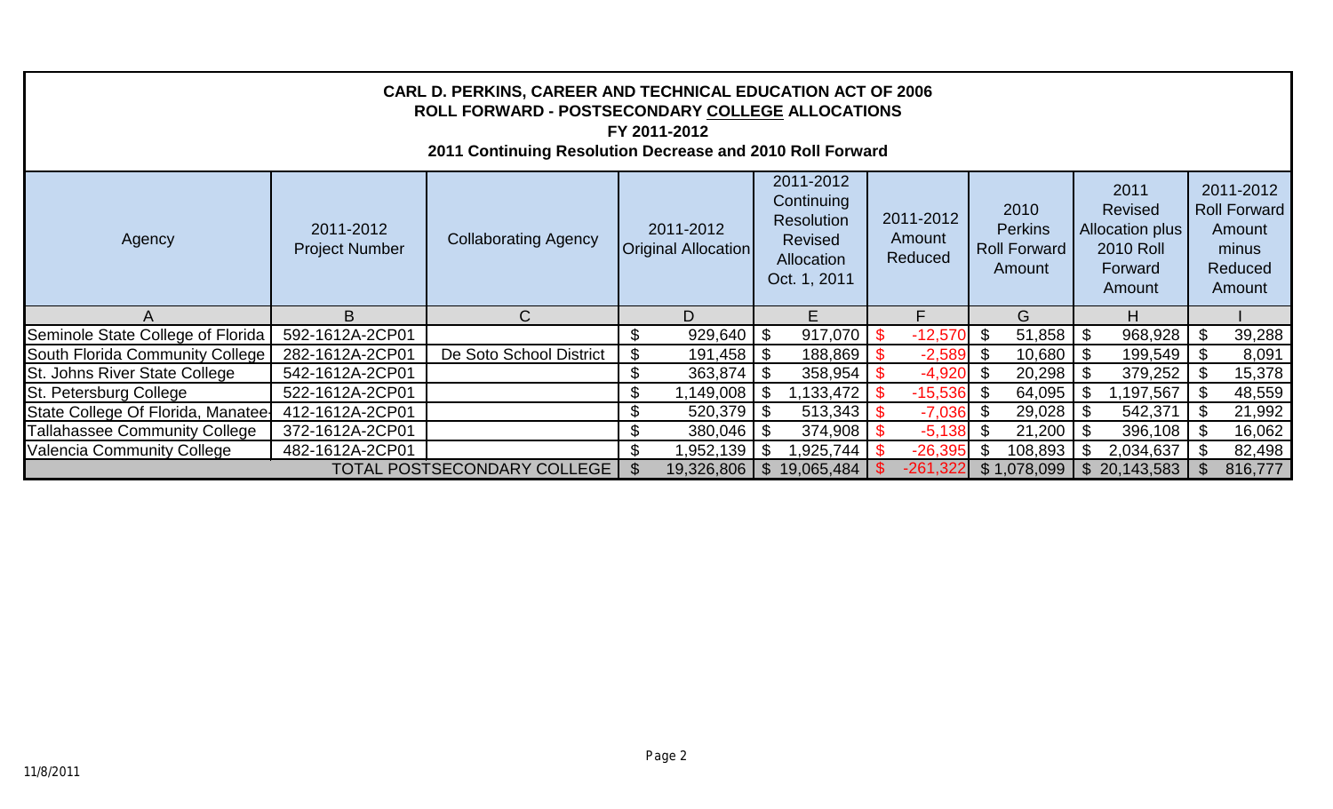**CARL D. PERKINS, CAREER AND TECHNICAL EDUCATION ACT OF 2006**
**ROLL FORWARD - POSTSECONDARY COLLEGE ALLOCATIONS**
**FY 2011-2012**
**2011 Continuing Resolution Decrease and 2010 Roll Forward**

| Agency | 2011-2012 Project Number | Collaborating Agency | 2011-2012 Original Allocation | 2011-2012 Continuing Resolution Revised Allocation Oct. 1, 2011 | 2011-2012 Amount Reduced | 2010 Perkins Roll Forward Amount | 2011 Revised Allocation plus 2010 Roll Forward Amount | 2011-2012 Roll Forward Amount minus Reduced Amount |
|---|---|---|---|---|---|---|---|---|
| A | B | C | D | E | F | G | H | I |
| Seminole State College of Florida | 592-1612A-2CP01 | | $ 929,640 | $ 917,070 | $ -12,570 | $ 51,858 | $ 968,928 | $ 39,288 |
| South Florida Community College | 282-1612A-2CP01 | De Soto School District | $ 191,458 | $ 188,869 | $ -2,589 | $ 10,680 | $ 199,549 | $ 8,091 |
| St. Johns River State College | 542-1612A-2CP01 | | $ 363,874 | $ 358,954 | $ -4,920 | $ 20,298 | $ 379,252 | $ 15,378 |
| St. Petersburg College | 522-1612A-2CP01 | | $ 1,149,008 | $ 1,133,472 | $ -15,536 | $ 64,095 | $ 1,197,567 | $ 48,559 |
| State College Of Florida, Manatee- | 412-1612A-2CP01 | | $ 520,379 | $ 513,343 | $ -7,036 | $ 29,028 | $ 542,371 | $ 21,992 |
| Tallahassee Community College | 372-1612A-2CP01 | | $ 380,046 | $ 374,908 | $ -5,138 | $ 21,200 | $ 396,108 | $ 16,062 |
| Valencia Community College | 482-1612A-2CP01 | | $ 1,952,139 | $ 1,925,744 | $ -26,395 | $ 108,893 | $ 2,034,637 | $ 82,498 |
| TOTAL POSTSECONDARY COLLEGE | | | $ 19,326,806 | $ 19,065,484 | $ -261,322 | $ 1,078,099 | $ 20,143,583 | $ 816,777 |

11/8/2011